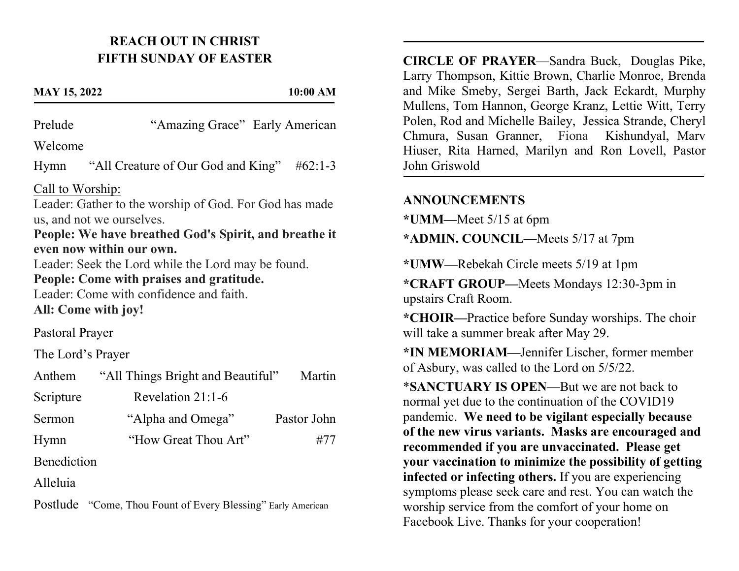## REACH OUT IN CHRIST
## FIFTH SUNDAY OF EASTER

**MAY 15, 2022** **10:00 AM**

Prelude "Amazing Grace" Early American

Welcome

Hymn "All Creature of Our God and King" #62:1-3

Call to Worship:

Leader: Gather to the worship of God. For God has made us, and not we ourselves.

**People: We have breathed God's Spirit, and breathe it even now within our own.**

Leader: Seek the Lord while the Lord may be found.

**People: Come with praises and gratitude.**

Leader: Come with confidence and faith.

**All: Come with joy!**

Pastoral Prayer

The Lord's Prayer

Anthem "All Things Bright and Beautiful" Martin

Scripture Revelation 21:1-6

Sermon "Alpha and Omega" Pastor John

Hymn "How Great Thou Art" #77

Benediction

Alleluia

Postlude "Come, Thou Fount of Every Blessing" Early American

---

**CIRCLE OF PRAYER**—Sandra Buck, Douglas Pike, Larry Thompson, Kittie Brown, Charlie Monroe, Brenda and Mike Smeby, Sergei Barth, Jack Eckardt, Murphy Mullens, Tom Hannon, George Kranz, Lettie Witt, Terry Polen, Rod and Michelle Bailey, Jessica Strande, Cheryl Chmura, Susan Granner, Fiona Kishundyal, Marv Hiuser, Rita Harned, Marilyn and Ron Lovell, Pastor John Griswold

---

**ANNOUNCEMENTS**

**\*UMM—**Meet 5/15 at 6pm

**\*ADMIN. COUNCIL—**Meets 5/17 at 7pm

**\*UMW—**Rebekah Circle meets 5/19 at 1pm

**\*CRAFT GROUP—**Meets Mondays 12:30-3pm in upstairs Craft Room.

**\*CHOIR—**Practice before Sunday worships. The choir will take a summer break after May 29.

**\*IN MEMORIAM—**Jennifer Lischer, former member of Asbury, was called to the Lord on 5/5/22.

\***SANCTUARY IS OPEN**—But we are not back to normal yet due to the continuation of the COVID19 pandemic. **We need to be vigilant especially because of the new virus variants. Masks are encouraged and recommended if you are unvaccinated. Please get your vaccination to minimize the possibility of getting infected or infecting others.** If you are experiencing symptoms please seek care and rest. You can watch the worship service from the comfort of your home on Facebook Live. Thanks for your cooperation!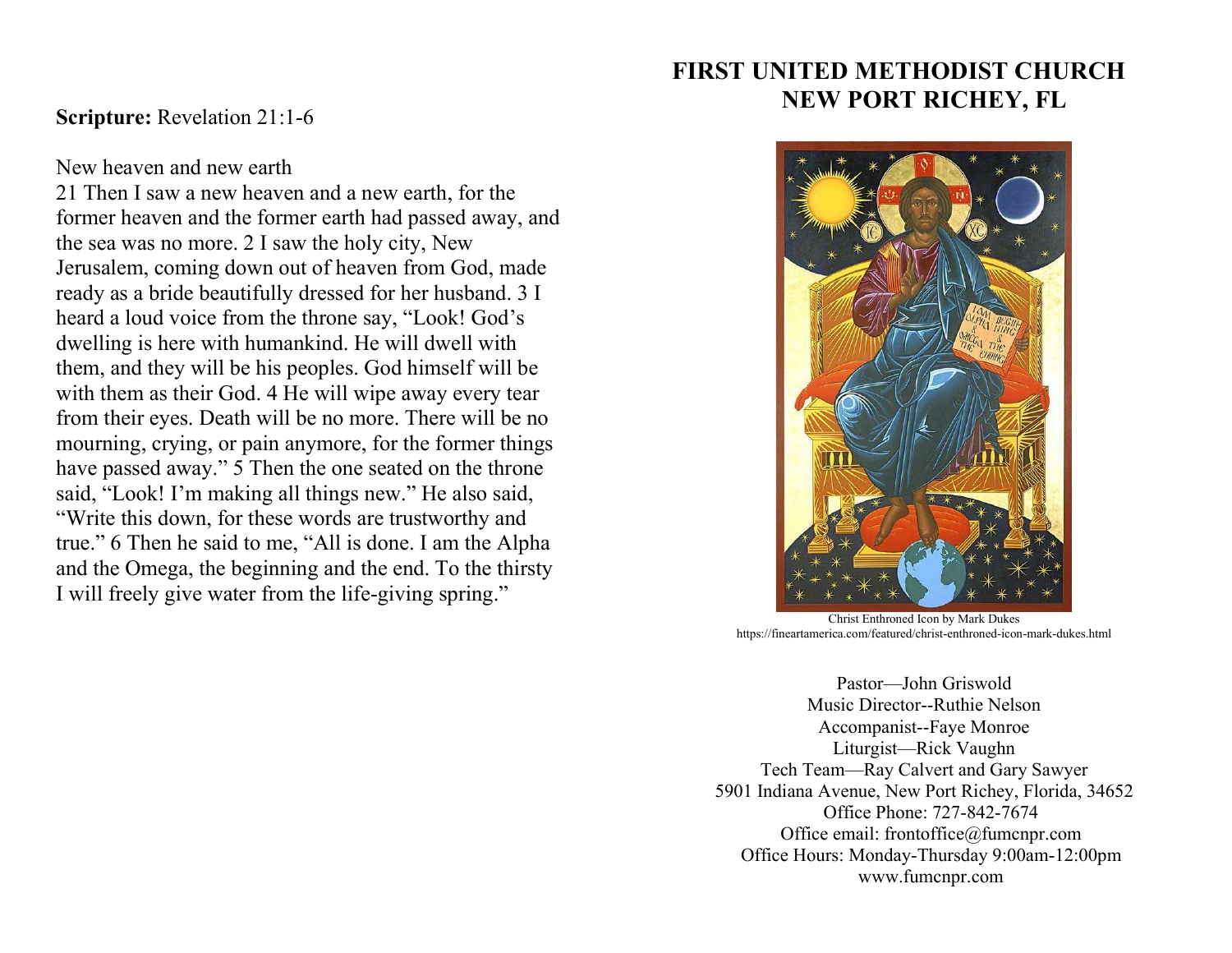**Scripture:** Revelation 21:1-6

New heaven and new earth

21 Then I saw a new heaven and a new earth, for the former heaven and the former earth had passed away, and the sea was no more. 2 I saw the holy city, New Jerusalem, coming down out of heaven from God, made ready as a bride beautifully dressed for her husband. 3 I heard a loud voice from the throne say, "Look! God's dwelling is here with humankind. He will dwell with them, and they will be his peoples. God himself will be with them as their God. 4 He will wipe away every tear from their eyes. Death will be no more. There will be no mourning, crying, or pain anymore, for the former things have passed away." 5 Then the one seated on the throne said, "Look! I'm making all things new." He also said, "Write this down, for these words are trustworthy and true." 6 Then he said to me, "All is done. I am the Alpha and the Omega, the beginning and the end. To the thirsty I will freely give water from the life-giving spring."

# FIRST UNITED METHODIST CHURCH
# NEW PORT RICHEY, FL

Christ Enthroned Icon by Mark Dukes
https://fineartamerica.com/featured/christ-enthroned-icon-mark-dukes.html

Pastor—John Griswold
Music Director--Ruthie Nelson
Accompanist--Faye Monroe
Liturgist—Rick Vaughn
Tech Team—Ray Calvert and Gary Sawyer
5901 Indiana Avenue, New Port Richey, Florida, 34652
Office Phone: 727-842-7674
Office email: frontoffice@fumcnpr.com
Office Hours: Monday-Thursday 9:00am-12:00pm
www.fumcnpr.com